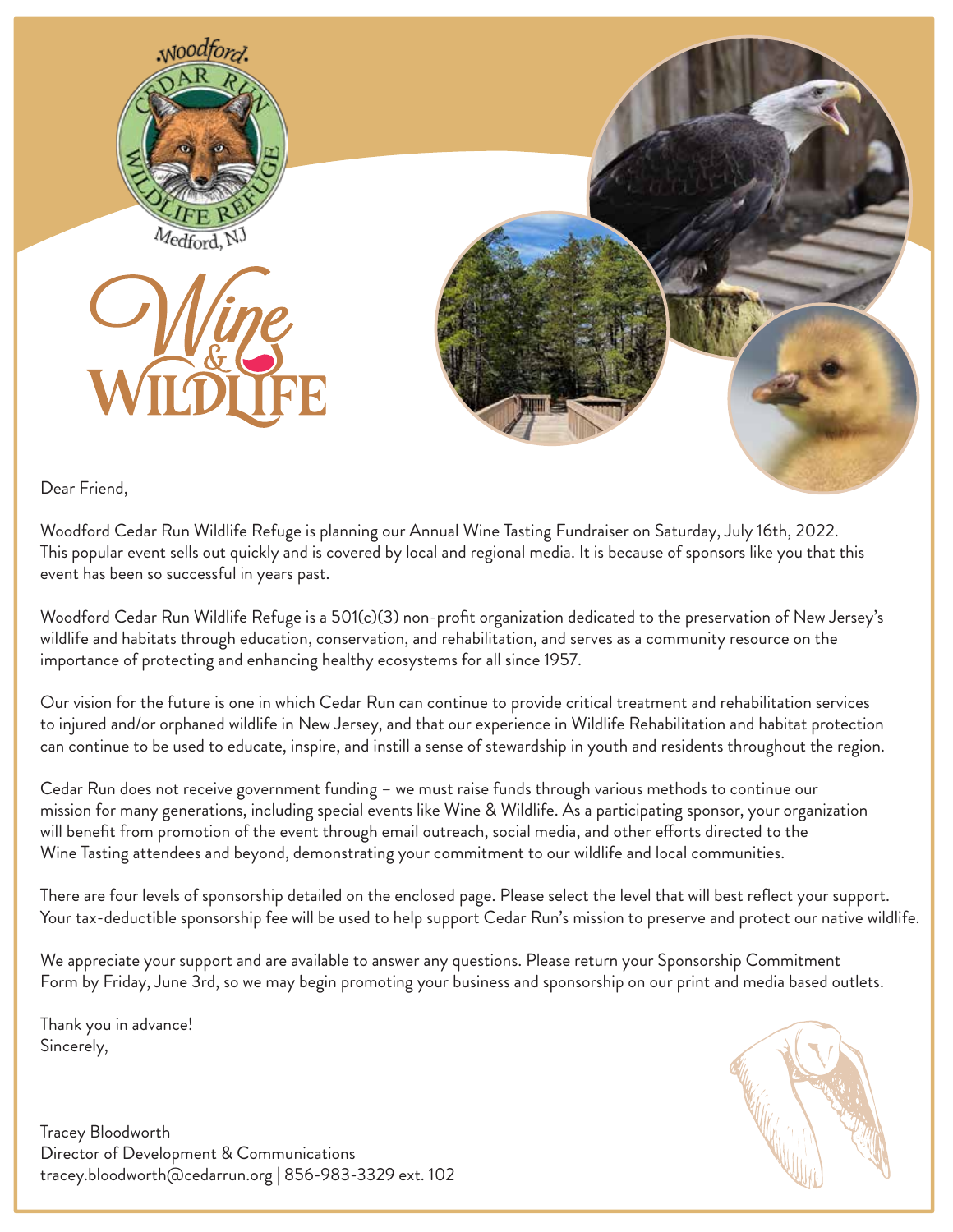# Wine & Wildlife

Dear Friend,

Woodford Cedar Run Wildlife Refuge is planning our Annual Wine Tasting Fundraiser on Saturday, July 16th, 2022. This popular event sells out quickly and is covered by local and regional media. It is because of sponsors like you that this event has been so successful in years past.

Woodford Cedar Run Wildlife Refuge is a 501(c)(3) non-profit organization dedicated to the preservation of New Jersey's wildlife and habitats through education, conservation, and rehabilitation, and serves as a community resource on the importance of protecting and enhancing healthy ecosystems for all since 1957.

Our vision for the future is one in which Cedar Run can continue to provide critical treatment and rehabilitation services to injured and/or orphaned wildlife in New Jersey, and that our experience in Wildlife Rehabilitation and habitat protection can continue to be used to educate, inspire, and instill a sense of stewardship in youth and residents throughout the region.

Cedar Run does not receive government funding – we must raise funds through various methods to continue our mission for many generations, including special events like Wine & Wildlife. As a participating sponsor, your organization will benefit from promotion of the event through email outreach, social media, and other efforts directed to the Wine Tasting attendees and beyond, demonstrating your commitment to our wildlife and local communities.

There are four levels of sponsorship detailed on the enclosed page. Please select the level that will best reflect your support. Your tax-deductible sponsorship fee will be used to help support Cedar Run's mission to preserve and protect our native wildlife.

We appreciate your support and are available to answer any questions. Please return your Sponsorship Commitment Form by Friday, June 3rd, so we may begin promoting your business and sponsorship on our print and media based outlets.

Thank you in advance!
Sincerely,

Tracey Bloodworth
Director of Development & Communications
tracey.bloodworth@cedarrun.org | 856-983-3329 ext. 102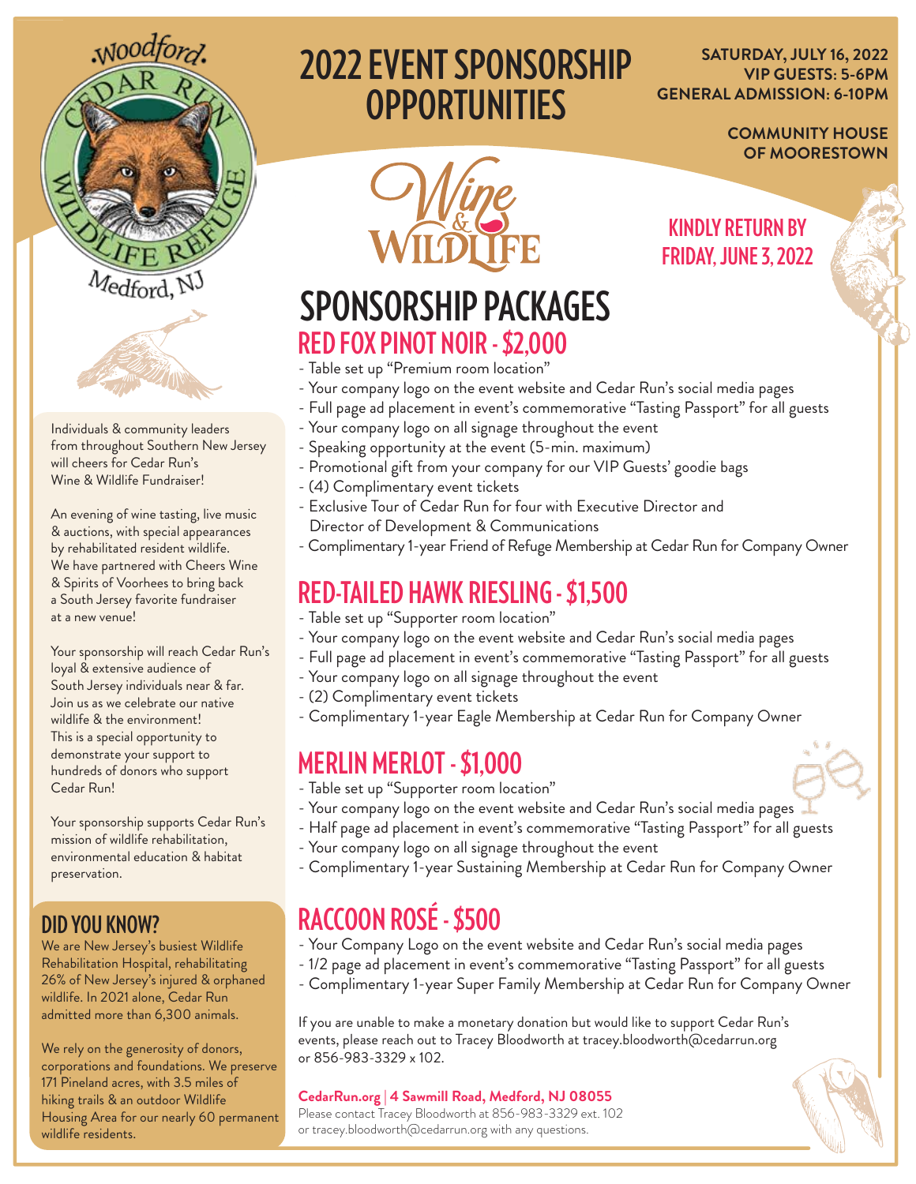# 2022 EVENT SPONSORSHIP OPPORTUNITIES

**SATURDAY, JULY 16, 2022**
**VIP GUESTS: 5-6PM**
**GENERAL ADMISSION: 6-10PM**

**COMMUNITY HOUSE OF MOORESTOWN**

Woodford Cedar Run Wildlife Refuge
Medford, NJ

Wine & Wildlife

**KINDLY RETURN BY FRIDAY, JUNE 3, 2022**

Individuals & community leaders from throughout Southern New Jersey will cheers for Cedar Run's Wine & Wildlife Fundraiser!

An evening of wine tasting, live music & auctions, with special appearances by rehabilitated resident wildlife. We have partnered with Cheers Wine & Spirits of Voorhees to bring back a South Jersey favorite fundraiser at a new venue!

Your sponsorship will reach Cedar Run's loyal & extensive audience of South Jersey individuals near & far. Join us as we celebrate our native wildlife & the environment! This is a special opportunity to demonstrate your support to hundreds of donors who support Cedar Run!

Your sponsorship supports Cedar Run's mission of wildlife rehabilitation, environmental education & habitat preservation.

## DID YOU KNOW?

We are New Jersey's busiest Wildlife Rehabilitation Hospital, rehabilitating 26% of New Jersey's injured & orphaned wildlife. In 2021 alone, Cedar Run admitted more than 6,300 animals.

We rely on the generosity of donors, corporations and foundations. We preserve 171 Pineland acres, with 3.5 miles of hiking trails & an outdoor Wildlife Housing Area for our nearly 60 permanent wildlife residents.

# SPONSORSHIP PACKAGES

## RED FOX PINOT NOIR - $2,000

- Table set up "Premium room location"
- Your company logo on the event website and Cedar Run's social media pages
- Full page ad placement in event's commemorative "Tasting Passport" for all guests
- Your company logo on all signage throughout the event
- Speaking opportunity at the event (5-min. maximum)
- Promotional gift from your company for our VIP Guests' goodie bags
- (4) Complimentary event tickets
- Exclusive Tour of Cedar Run for four with Executive Director and Director of Development & Communications
- Complimentary 1-year Friend of Refuge Membership at Cedar Run for Company Owner

## RED-TAILED HAWK RIESLING - $1,500

- Table set up "Supporter room location"
- Your company logo on the event website and Cedar Run's social media pages
- Full page ad placement in event's commemorative "Tasting Passport" for all guests
- Your company logo on all signage throughout the event
- (2) Complimentary event tickets
- Complimentary 1-year Eagle Membership at Cedar Run for Company Owner

## MERLIN MERLOT - $1,000

- Table set up "Supporter room location"
- Your company logo on the event website and Cedar Run's social media pages
- Half page ad placement in event's commemorative "Tasting Passport" for all guests
- Your company logo on all signage throughout the event
- Complimentary 1-year Sustaining Membership at Cedar Run for Company Owner

## RACCOON ROSÉ - $500

- Your Company Logo on the event website and Cedar Run's social media pages
- 1/2 page ad placement in event's commemorative "Tasting Passport" for all guests
- Complimentary 1-year Super Family Membership at Cedar Run for Company Owner

If you are unable to make a monetary donation but would like to support Cedar Run's events, please reach out to Tracey Bloodworth at tracey.bloodworth@cedarrun.org or 856-983-3329 x 102.

**CedarRun.org | 4 Sawmill Road, Medford, NJ 08055**
Please contact Tracey Bloodworth at 856-983-3329 ext. 102 or tracey.bloodworth@cedarrun.org with any questions.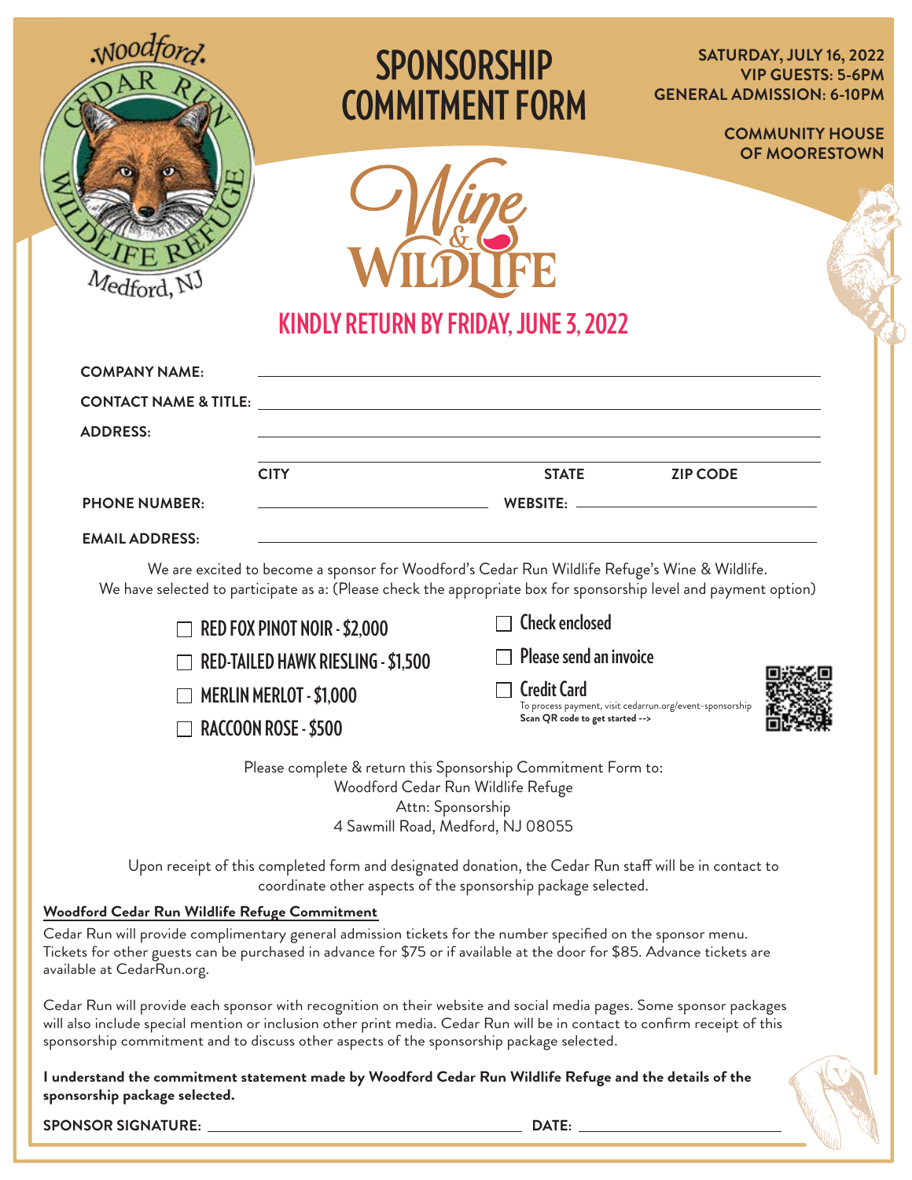Woodford Cedar Run Wildlife Refuge
Medford, NJ

# SPONSORSHIP COMMITMENT FORM

**SATURDAY, JULY 16, 2022**
**VIP GUESTS: 5-6PM**
**GENERAL ADMISSION: 6-10PM**

**COMMUNITY HOUSE OF MOORESTOWN**

Wine & Wildlife

## KINDLY RETURN BY FRIDAY, JUNE 3, 2022

**COMPANY NAME:** ______________________________

**CONTACT NAME & TITLE:** ______________________________

**ADDRESS:** ______________________________

______________________________
**CITY** **STATE** **ZIP CODE**

**PHONE NUMBER:** ______________ **WEBSITE:** ______________

**EMAIL ADDRESS:** ______________________________

We are excited to become a sponsor for Woodford's Cedar Run Wildlife Refuge's Wine & Wildlife.
We have selected to participate as a: (Please check the appropriate box for sponsorship level and payment option)

- ☐ RED FOX PINOT NOIR - $2,000
- ☐ RED-TAILED HAWK RIESLING - $1,500
- ☐ MERLIN MERLOT - $1,000
- ☐ RACCOON ROSE - $500

- ☐ Check enclosed
- ☐ Please send an invoice
- ☐ Credit Card
  To process payment, visit cedarrun.org/event-sponsorship
  **Scan QR code to get started -->**

Please complete & return this Sponsorship Commitment Form to:
Woodford Cedar Run Wildlife Refuge
Attn: Sponsorship
4 Sawmill Road, Medford, NJ 08055

Upon receipt of this completed form and designated donation, the Cedar Run staff will be in contact to coordinate other aspects of the sponsorship package selected.

**Woodford Cedar Run Wildlife Refuge Commitment**

Cedar Run will provide complimentary general admission tickets for the number specified on the sponsor menu. Tickets for other guests can be purchased in advance for $75 or if available at the door for $85. Advance tickets are available at CedarRun.org.

Cedar Run will provide each sponsor with recognition on their website and social media pages. Some sponsor packages will also include special mention or inclusion other print media. Cedar Run will be in contact to confirm receipt of this sponsorship commitment and to discuss other aspects of the sponsorship package selected.

**I understand the commitment statement made by Woodford Cedar Run Wildlife Refuge and the details of the sponsorship package selected.**

**SPONSOR SIGNATURE:** ______________________ **DATE:** ______________